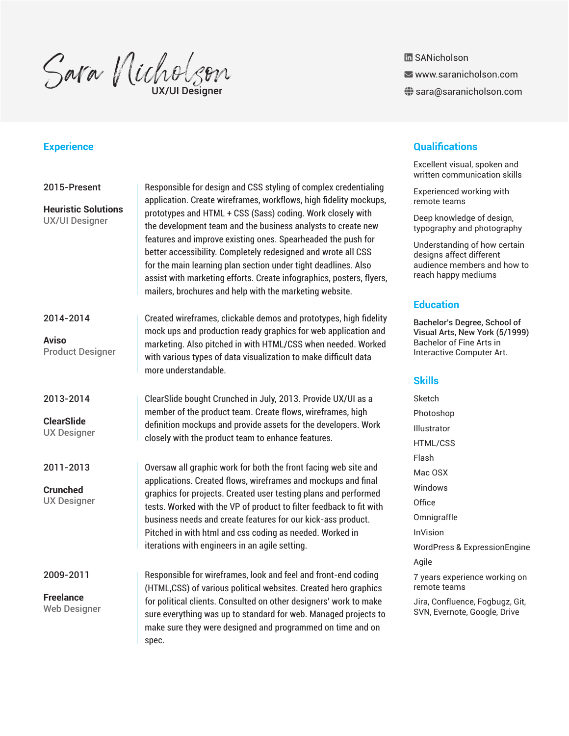# Sara Nicholson

UX/UI Designer

SANicholson
www.saranicholson.com
sara@saranicholson.com

## Experience

**2015-Present**

**Heuristic Solutions**
UX/UI Designer

Responsible for design and CSS styling of complex credentialing application. Create wireframes, workflows, high fidelity mockups, prototypes and HTML + CSS (Sass) coding. Work closely with the development team and the business analysts to create new features and improve existing ones. Spearheaded the push for better accessibility. Completely redesigned and wrote all CSS for the main learning plan section under tight deadlines. Also assist with marketing efforts. Create infographics, posters, flyers, mailers, brochures and help with the marketing website.

**2014-2014**

**Aviso**
Product Designer

Created wireframes, clickable demos and prototypes, high fidelity mock ups and production ready graphics for web application and marketing. Also pitched in with HTML/CSS when needed. Worked with various types of data visualization to make difficult data more understandable.

**2013-2014**

**ClearSlide**
UX Designer

ClearSlide bought Crunched in July, 2013. Provide UX/UI as a member of the product team. Create flows, wireframes, high definition mockups and provide assets for the developers. Work closely with the product team to enhance features.

**2011-2013**

**Crunched**
UX Designer

Oversaw all graphic work for both the front facing web site and applications. Created flows, wireframes and mockups and final graphics for projects. Created user testing plans and performed tests. Worked with the VP of product to filter feedback to fit with business needs and create features for our kick-ass product. Pitched in with html and css coding as needed. Worked in iterations with engineers in an agile setting.

**2009-2011**

**Freelance**
Web Designer

Responsible for wireframes, look and feel and front-end coding (HTML,CSS) of various political websites. Created hero graphics for political clients. Consulted on other designers' work to make sure everything was up to standard for web. Managed projects to make sure they were designed and programmed on time and on spec.

## Qualifications

- Excellent visual, spoken and written communication skills
- Experienced working with remote teams
- Deep knowledge of design, typography and photography
- Understanding of how certain designs affect different audience members and how to reach happy mediums

## Education

**Bachelor's Degree, School of Visual Arts, New York (5/1999)**
Bachelor of Fine Arts in Interactive Computer Art.

## Skills

- Sketch
- Photoshop
- Illustrator
- HTML/CSS
- Flash
- Mac OSX
- Windows
- Office
- Omnigraffle
- InVision
- WordPress & ExpressionEngine
- Agile
- 7 years experience working on remote teams
- Jira, Confluence, Fogbugz, Git, SVN, Evernote, Google, Drive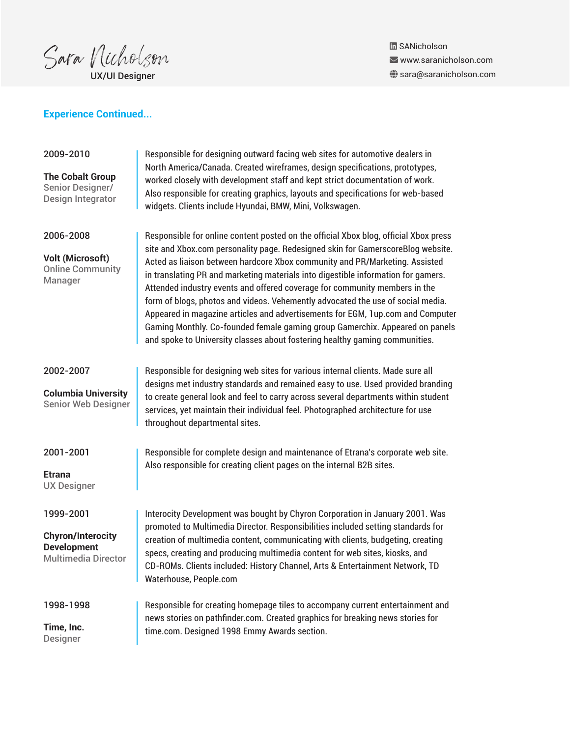Sara Nicholson
UX/UI Designer

SANicholson
www.saranicholson.com
sara@saranicholson.com

## Experience Continued...

**2009-2010**

**The Cobalt Group**
Senior Designer/ Design Integrator

Responsible for designing outward facing web sites for automotive dealers in North America/Canada. Created wireframes, design specifications, prototypes, worked closely with development staff and kept strict documentation of work. Also responsible for creating graphics, layouts and specifications for web-based widgets. Clients include Hyundai, BMW, Mini, Volkswagen.

**2006-2008**

**Volt (Microsoft)**
Online Community Manager

Responsible for online content posted on the official Xbox blog, official Xbox press site and Xbox.com personality page. Redesigned skin for GamerscoreBlog website. Acted as liaison between hardcore Xbox community and PR/Marketing. Assisted in translating PR and marketing materials into digestible information for gamers. Attended industry events and offered coverage for community members in the form of blogs, photos and videos. Vehemently advocated the use of social media. Appeared in magazine articles and advertisements for EGM, 1up.com and Computer Gaming Monthly. Co-founded female gaming group Gamerchix. Appeared on panels and spoke to University classes about fostering healthy gaming communities.

**2002-2007**

**Columbia University**
Senior Web Designer

Responsible for designing web sites for various internal clients. Made sure all designs met industry standards and remained easy to use. Used provided branding to create general look and feel to carry across several departments within student services, yet maintain their individual feel. Photographed architecture for use throughout departmental sites.

**2001-2001**

**Etrana**
UX Designer

Responsible for complete design and maintenance of Etrana's corporate web site. Also responsible for creating client pages on the internal B2B sites.

**1999-2001**

**Chyron/Interocity Development**
Multimedia Director

Interocity Development was bought by Chyron Corporation in January 2001. Was promoted to Multimedia Director. Responsibilities included setting standards for creation of multimedia content, communicating with clients, budgeting, creating specs, creating and producing multimedia content for web sites, kiosks, and CD-ROMs. Clients included: History Channel, Arts & Entertainment Network, TD Waterhouse, People.com

**1998-1998**

**Time, Inc.**
Designer

Responsible for creating homepage tiles to accompany current entertainment and news stories on pathfinder.com. Created graphics for breaking news stories for time.com. Designed 1998 Emmy Awards section.